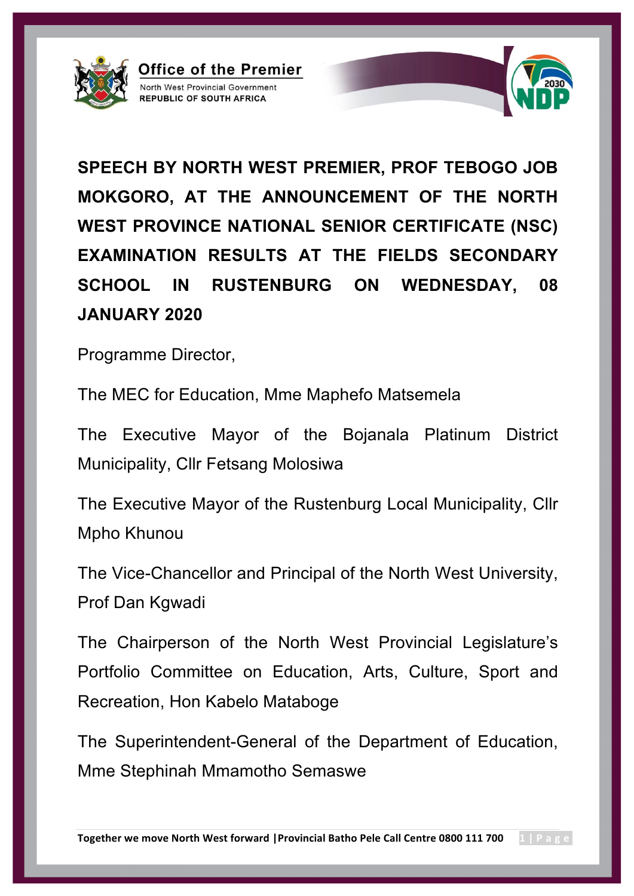# SPEECH BY NORTH WEST PREMIER, PROF TEBOGO JOB MOKGORO, AT THE ANNOUNCEMENT OF THE NORTH WEST PROVINCE NATIONAL SENIOR CERTIFICATE (NSC) EXAMINATION RESULTS AT THE FIELDS SECONDARY SCHOOL IN RUSTENBURG ON WEDNESDAY, 08 JANUARY 2020

Programme Director,

The MEC for Education, Mme Maphefo Matsemela

The Executive Mayor of the Bojanala Platinum District Municipality, Cllr Fetsang Molosiwa

The Executive Mayor of the Rustenburg Local Municipality, Cllr Mpho Khunou

The Vice-Chancellor and Principal of the North West University, Prof Dan Kgwadi

The Chairperson of the North West Provincial Legislature's Portfolio Committee on Education, Arts, Culture, Sport and Recreation, Hon Kabelo Mataboge

The Superintendent-General of the Department of Education, Mme Stephinah Mmamotho Semaswe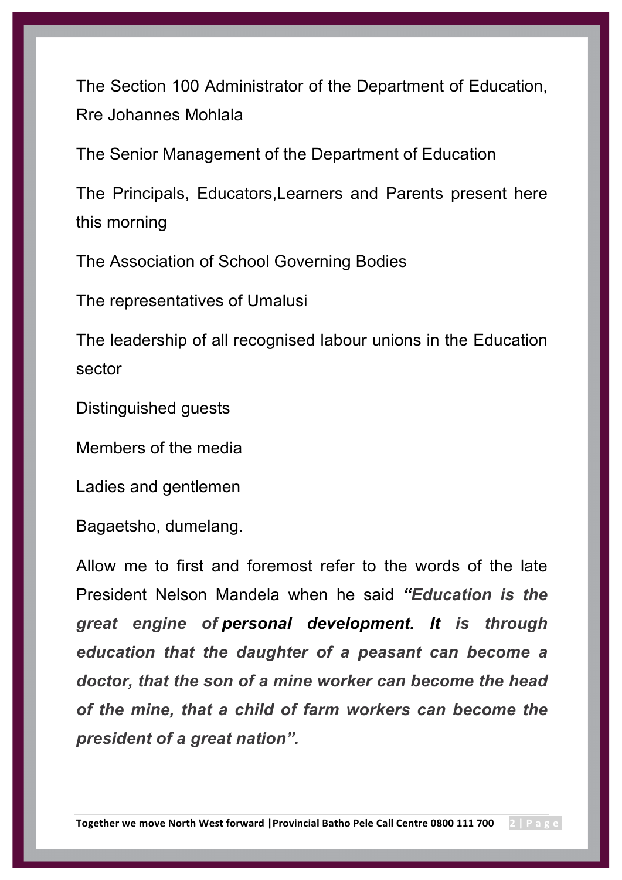The Section 100 Administrator of the Department of Education, Rre Johannes Mohlala

The Senior Management of the Department of Education

The Principals, Educators,Learners and Parents present here this morning

The Association of School Governing Bodies

The representatives of Umalusi

The leadership of all recognised labour unions in the Education sector

Distinguished guests

Members of the media

Ladies and gentlemen

Bagaetsho, dumelang.

Allow me to first and foremost refer to the words of the late President Nelson Mandela when he said ***"Education is the great engine of personal development. It is through education that the daughter of a peasant can become a doctor, that the son of a mine worker can become the head of the mine, that a child of farm workers can become the president of a great nation".***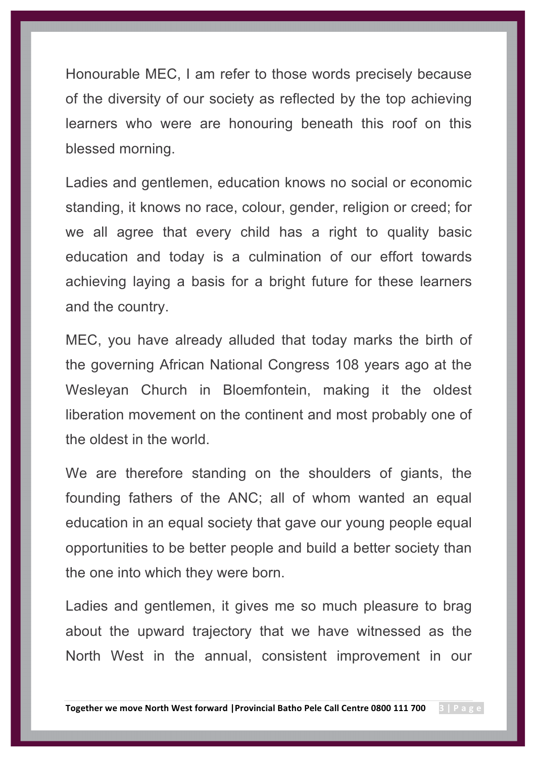Honourable MEC, I am refer to those words precisely because of the diversity of our society as reflected by the top achieving learners who were are honouring beneath this roof on this blessed morning.

Ladies and gentlemen, education knows no social or economic standing, it knows no race, colour, gender, religion or creed; for we all agree that every child has a right to quality basic education and today is a culmination of our effort towards achieving laying a basis for a bright future for these learners and the country.

MEC, you have already alluded that today marks the birth of the governing African National Congress 108 years ago at the Wesleyan Church in Bloemfontein, making it the oldest liberation movement on the continent and most probably one of the oldest in the world.

We are therefore standing on the shoulders of giants, the founding fathers of the ANC; all of whom wanted an equal education in an equal society that gave our young people equal opportunities to be better people and build a better society than the one into which they were born.

Ladies and gentlemen, it gives me so much pleasure to brag about the upward trajectory that we have witnessed as the North West in the annual, consistent improvement in our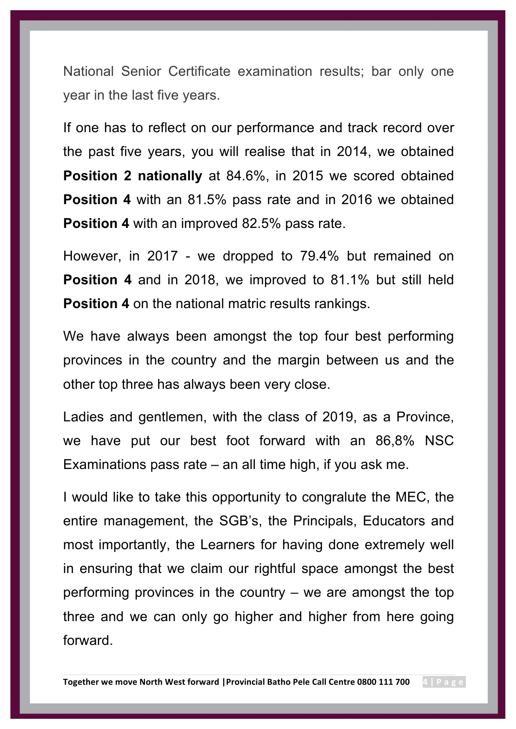National Senior Certificate examination results; bar only one year in the last five years.

If one has to reflect on our performance and track record over the past five years, you will realise that in 2014, we obtained **Position 2 nationally** at 84.6%, in 2015 we scored obtained **Position 4** with an 81.5% pass rate and in 2016 we obtained **Position 4** with an improved 82.5% pass rate.

However, in 2017 - we dropped to 79.4% but remained on **Position 4** and in 2018, we improved to 81.1% but still held **Position 4** on the national matric results rankings.

We have always been amongst the top four best performing provinces in the country and the margin between us and the other top three has always been very close.

Ladies and gentlemen, with the class of 2019, as a Province, we have put our best foot forward with an 86,8% NSC Examinations pass rate – an all time high, if you ask me.

I would like to take this opportunity to congralute the MEC, the entire management, the SGB's, the Principals, Educators and most importantly, the Learners for having done extremely well in ensuring that we claim our rightful space amongst the best performing provinces in the country – we are amongst the top three and we can only go higher and higher from here going forward.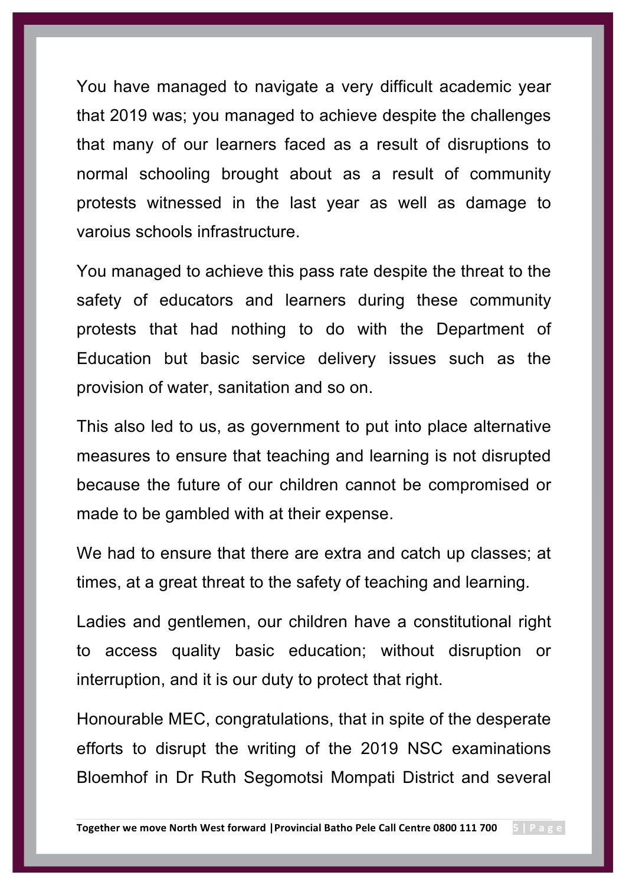You have managed to navigate a very difficult academic year that 2019 was; you managed to achieve despite the challenges that many of our learners faced as a result of disruptions to normal schooling brought about as a result of community protests witnessed in the last year as well as damage to varoius schools infrastructure.

You managed to achieve this pass rate despite the threat to the safety of educators and learners during these community protests that had nothing to do with the Department of Education but basic service delivery issues such as the provision of water, sanitation and so on.

This also led to us, as government to put into place alternative measures to ensure that teaching and learning is not disrupted because the future of our children cannot be compromised or made to be gambled with at their expense.

We had to ensure that there are extra and catch up classes; at times, at a great threat to the safety of teaching and learning.

Ladies and gentlemen, our children have a constitutional right to access quality basic education; without disruption or interruption, and it is our duty to protect that right.

Honourable MEC, congratulations, that in spite of the desperate efforts to disrupt the writing of the 2019 NSC examinations Bloemhof in Dr Ruth Segomotsi Mompati District and several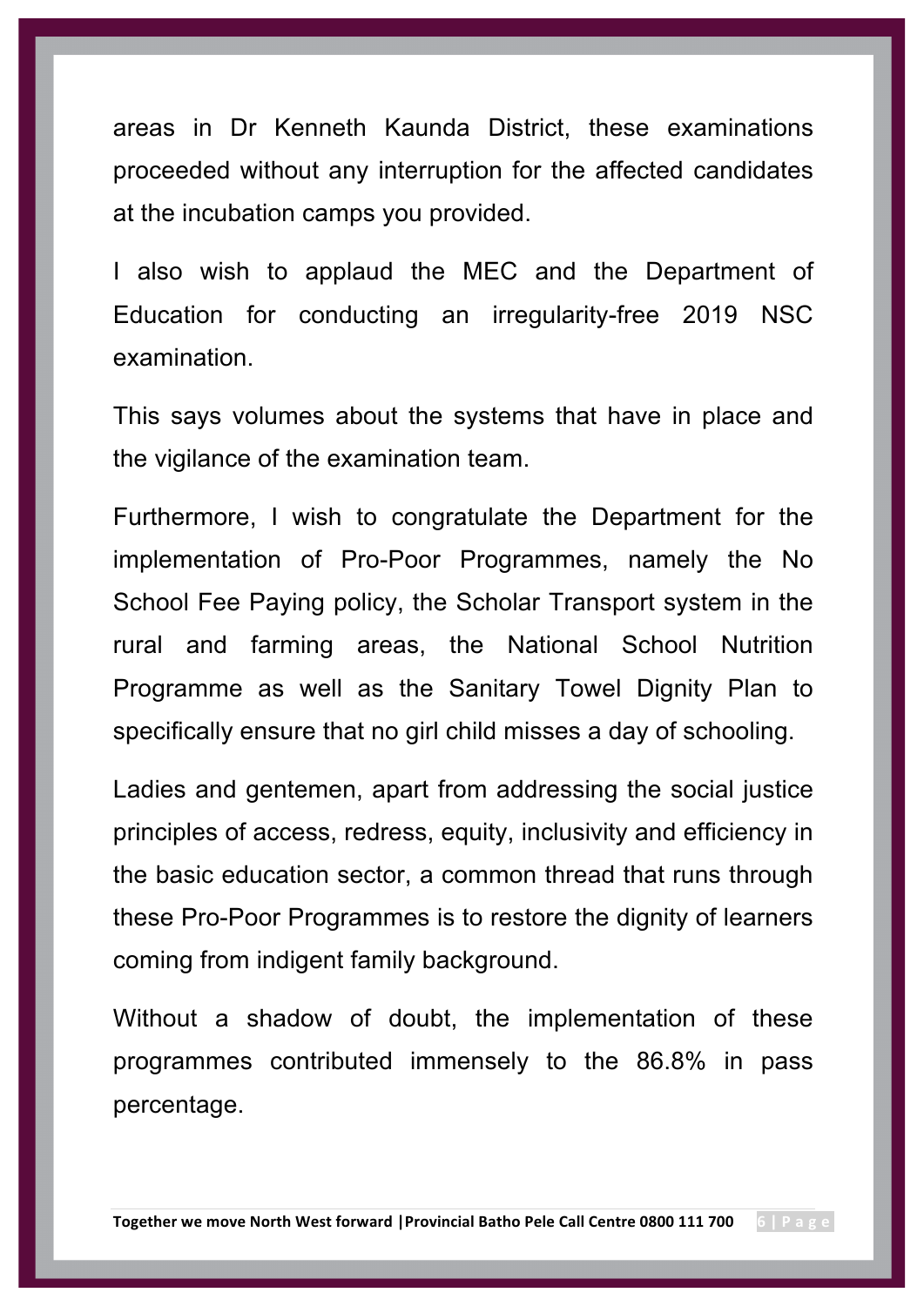areas in Dr Kenneth Kaunda District, these examinations proceeded without any interruption for the affected candidates at the incubation camps you provided.

I also wish to applaud the MEC and the Department of Education for conducting an irregularity-free 2019 NSC examination.

This says volumes about the systems that have in place and the vigilance of the examination team.

Furthermore, I wish to congratulate the Department for the implementation of Pro-Poor Programmes, namely the No School Fee Paying policy, the Scholar Transport system in the rural and farming areas, the National School Nutrition Programme as well as the Sanitary Towel Dignity Plan to specifically ensure that no girl child misses a day of schooling.

Ladies and gentemen, apart from addressing the social justice principles of access, redress, equity, inclusivity and efficiency in the basic education sector, a common thread that runs through these Pro-Poor Programmes is to restore the dignity of learners coming from indigent family background.

Without a shadow of doubt, the implementation of these programmes contributed immensely to the 86.8% in pass percentage.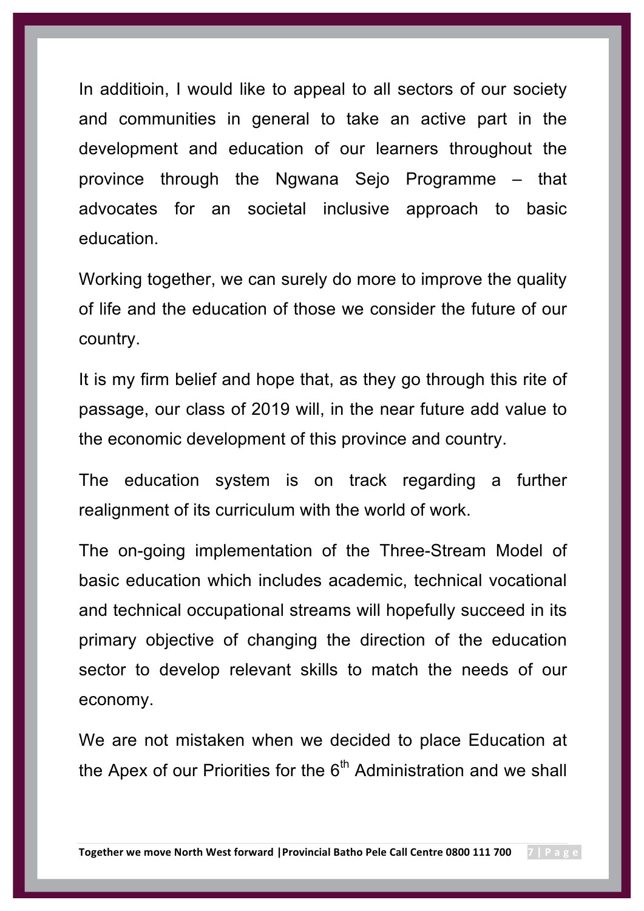In additioin, I would like to appeal to all sectors of our society and communities in general to take an active part in the development and education of our learners throughout the province through the Ngwana Sejo Programme – that advocates for an societal inclusive approach to basic education.

Working together, we can surely do more to improve the quality of life and the education of those we consider the future of our country.

It is my firm belief and hope that, as they go through this rite of passage, our class of 2019 will, in the near future add value to the economic development of this province and country.

The education system is on track regarding a further realignment of its curriculum with the world of work.

The on-going implementation of the Three-Stream Model of basic education which includes academic, technical vocational and technical occupational streams will hopefully succeed in its primary objective of changing the direction of the education sector to develop relevant skills to match the needs of our economy.

We are not mistaken when we decided to place Education at the Apex of our Priorities for the 6th Administration and we shall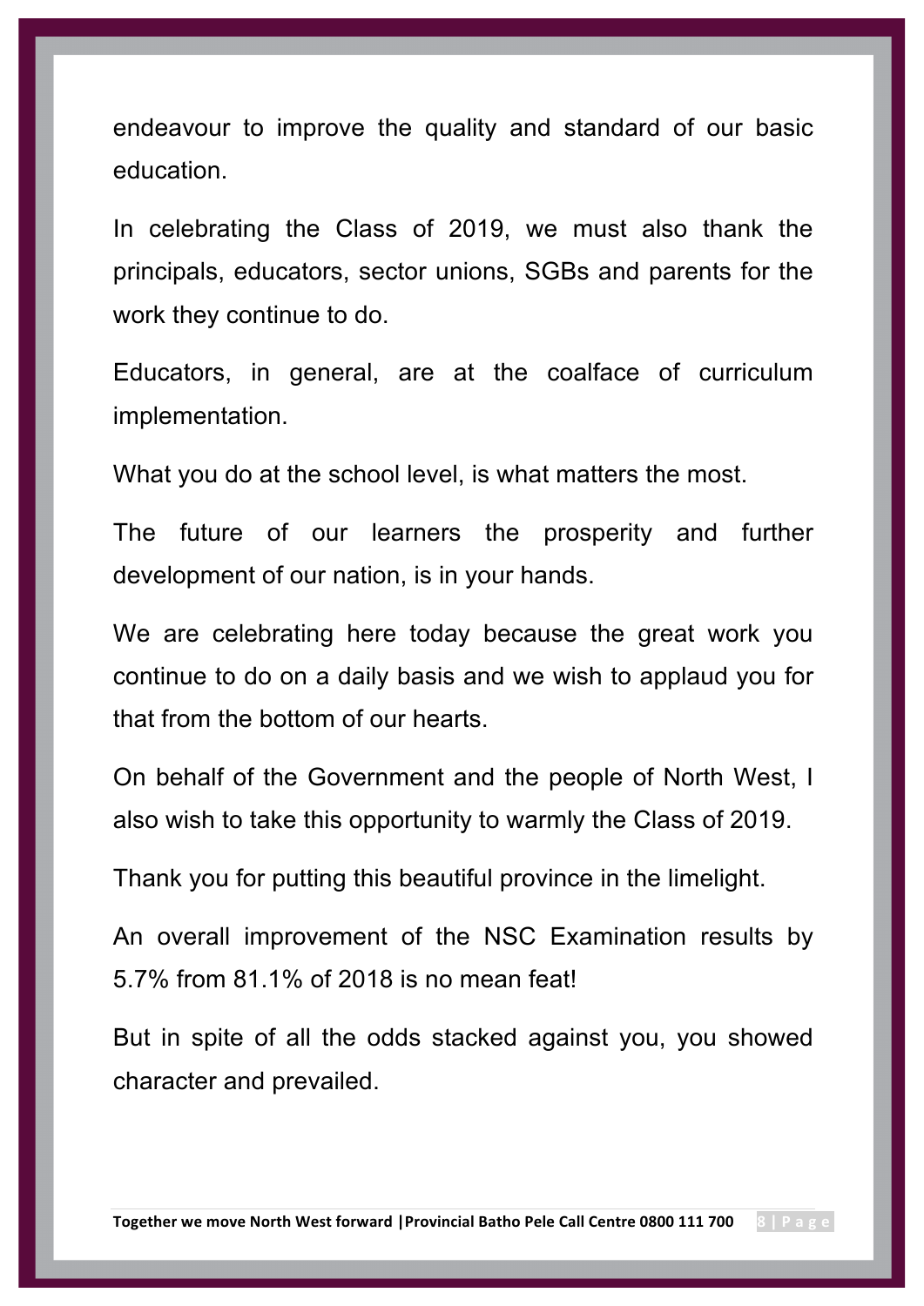endeavour to improve the quality and standard of our basic education.

In celebrating the Class of 2019, we must also thank the principals, educators, sector unions, SGBs and parents for the work they continue to do.

Educators, in general, are at the coalface of curriculum implementation.

What you do at the school level, is what matters the most.

The future of our learners the prosperity and further development of our nation, is in your hands.

We are celebrating here today because the great work you continue to do on a daily basis and we wish to applaud you for that from the bottom of our hearts.

On behalf of the Government and the people of North West, I also wish to take this opportunity to warmly the Class of 2019.

Thank you for putting this beautiful province in the limelight.

An overall improvement of the NSC Examination results by 5.7% from 81.1% of 2018 is no mean feat!

But in spite of all the odds stacked against you, you showed character and prevailed.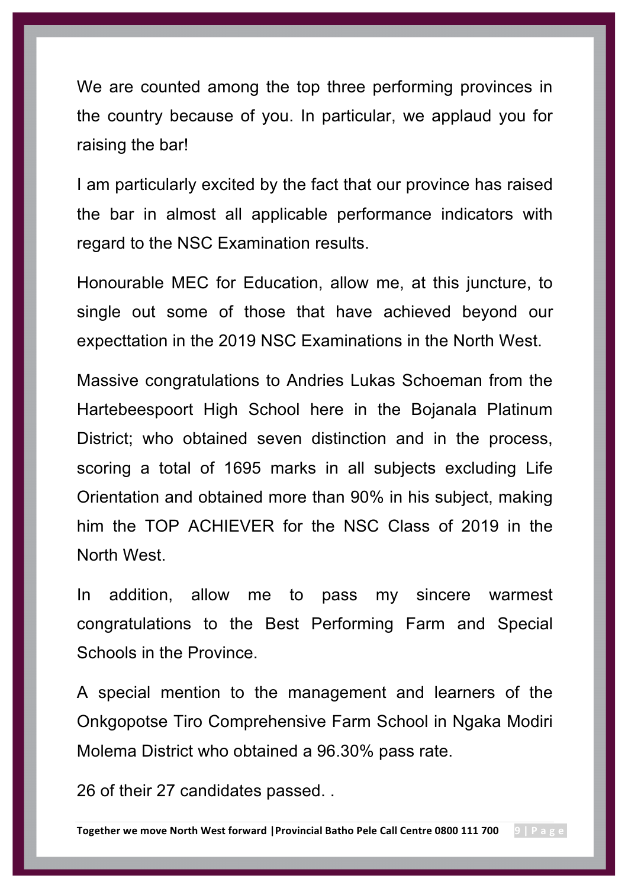We are counted among the top three performing provinces in the country because of you. In particular, we applaud you for raising the bar!

I am particularly excited by the fact that our province has raised the bar in almost all applicable performance indicators with regard to the NSC Examination results.

Honourable MEC for Education, allow me, at this juncture, to single out some of those that have achieved beyond our expecttation in the 2019 NSC Examinations in the North West.

Massive congratulations to Andries Lukas Schoeman from the Hartebeespoort High School here in the Bojanala Platinum District; who obtained seven distinction and in the process, scoring a total of 1695 marks in all subjects excluding Life Orientation and obtained more than 90% in his subject, making him the TOP ACHIEVER for the NSC Class of 2019 in the North West.

In addition, allow me to pass my sincere warmest congratulations to the Best Performing Farm and Special Schools in the Province.

A special mention to the management and learners of the Onkgopotse Tiro Comprehensive Farm School in Ngaka Modiri Molema District who obtained a 96.30% pass rate.

26 of their 27 candidates passed. .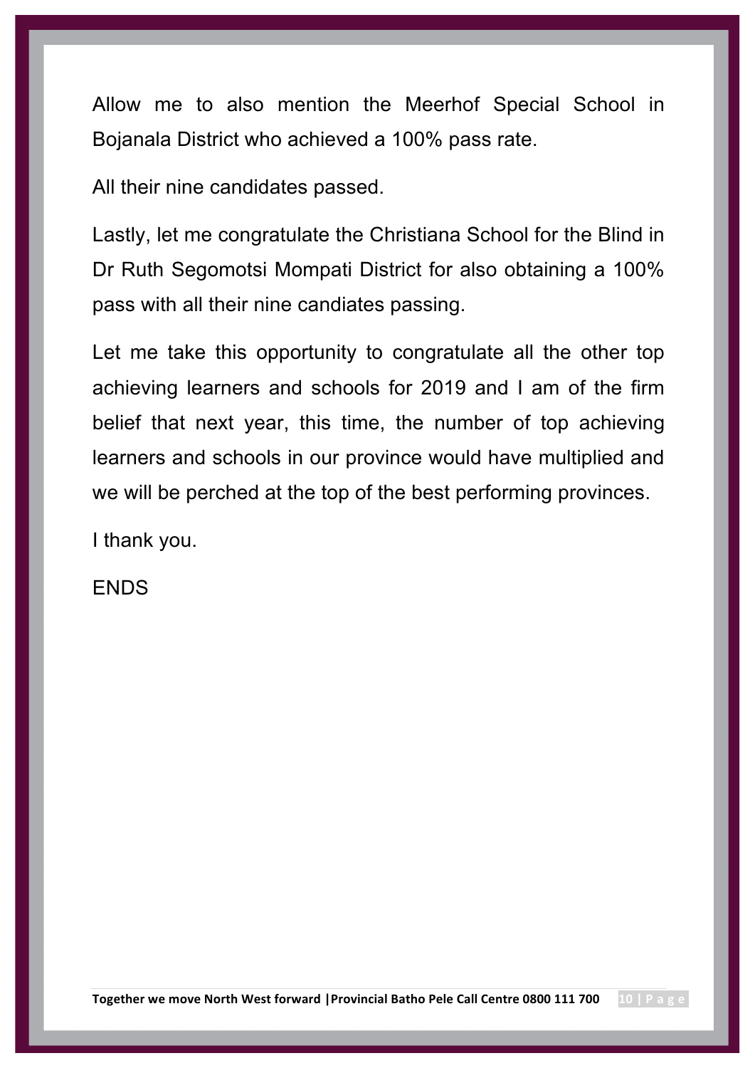Allow me to also mention the Meerhof Special School in Bojanala District who achieved a 100% pass rate.

All their nine candidates passed.

Lastly, let me congratulate the Christiana School for the Blind in Dr Ruth Segomotsi Mompati District for also obtaining a 100% pass with all their nine candiates passing.

Let me take this opportunity to congratulate all the other top achieving learners and schools for 2019 and I am of the firm belief that next year, this time, the number of top achieving learners and schools in our province would have multiplied and we will be perched at the top of the best performing provinces.

I thank you.

ENDS